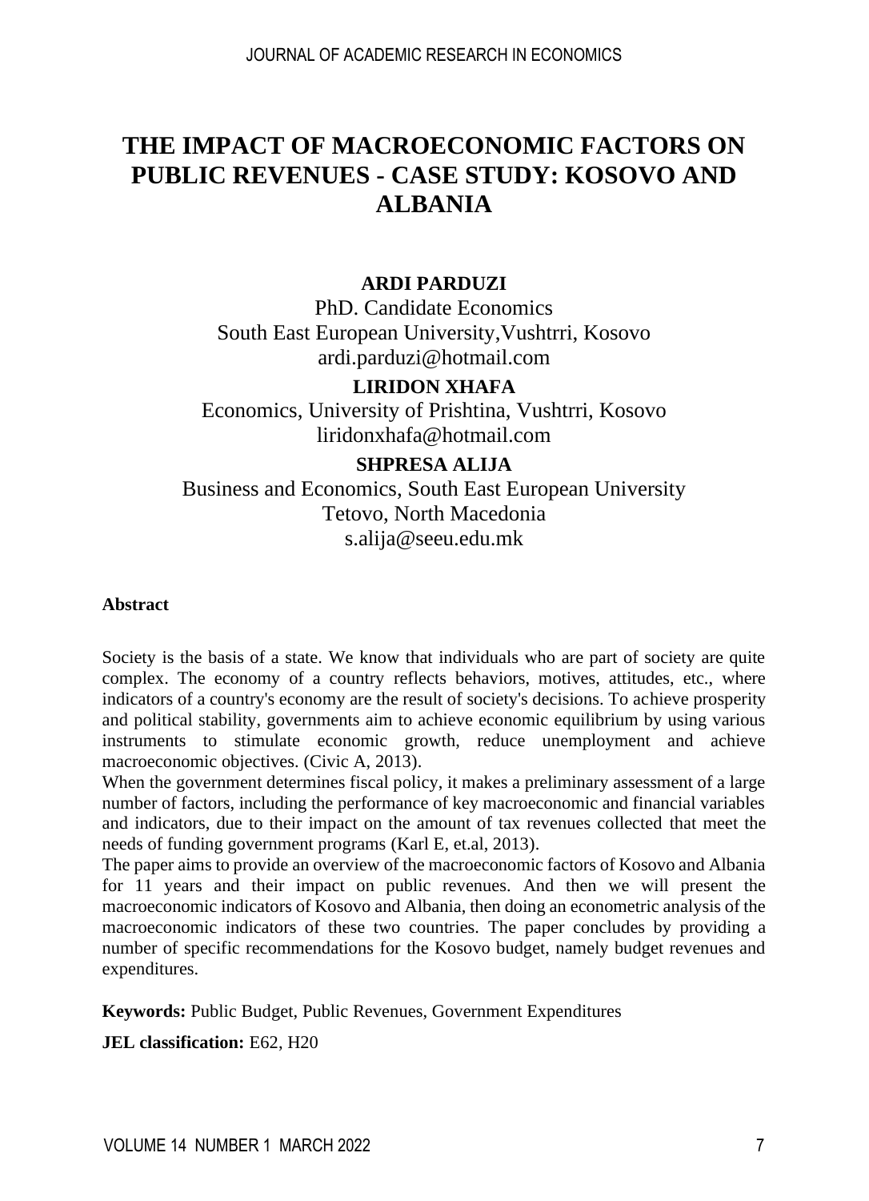# THE IMPACT OF MACROECONOMIC FACTORS ON PUBLIC REVENUES - CASE STUDY: KOSOVO AND ALBANIA

**ARDI PARDUZI**
PhD. Candidate Economics
South East European University,Vushtrri, Kosovo
ardi.parduzi@hotmail.com

**LIRIDON XHAFA**
Economics, University of Prishtina, Vushtrri, Kosovo
liridonxhafa@hotmail.com

**SHPRESA ALIJA**
Business and Economics, South East European University
Tetovo, North Macedonia
s.alija@seeu.edu.mk

**Abstract**

Society is the basis of a state. We know that individuals who are part of society are quite complex. The economy of a country reflects behaviors, motives, attitudes, etc., where indicators of a country's economy are the result of society's decisions. To achieve prosperity and political stability, governments aim to achieve economic equilibrium by using various instruments to stimulate economic growth, reduce unemployment and achieve macroeconomic objectives. (Civic A, 2013).
When the government determines fiscal policy, it makes a preliminary assessment of a large number of factors, including the performance of key macroeconomic and financial variables and indicators, due to their impact on the amount of tax revenues collected that meet the needs of funding government programs (Karl E, et.al, 2013).
The paper aims to provide an overview of the macroeconomic factors of Kosovo and Albania for 11 years and their impact on public revenues. And then we will present the macroeconomic indicators of Kosovo and Albania, then doing an econometric analysis of the macroeconomic indicators of these two countries. The paper concludes by providing a number of specific recommendations for the Kosovo budget, namely budget revenues and expenditures.

**Keywords:** Public Budget, Public Revenues, Government Expenditures

**JEL classification:** E62, H20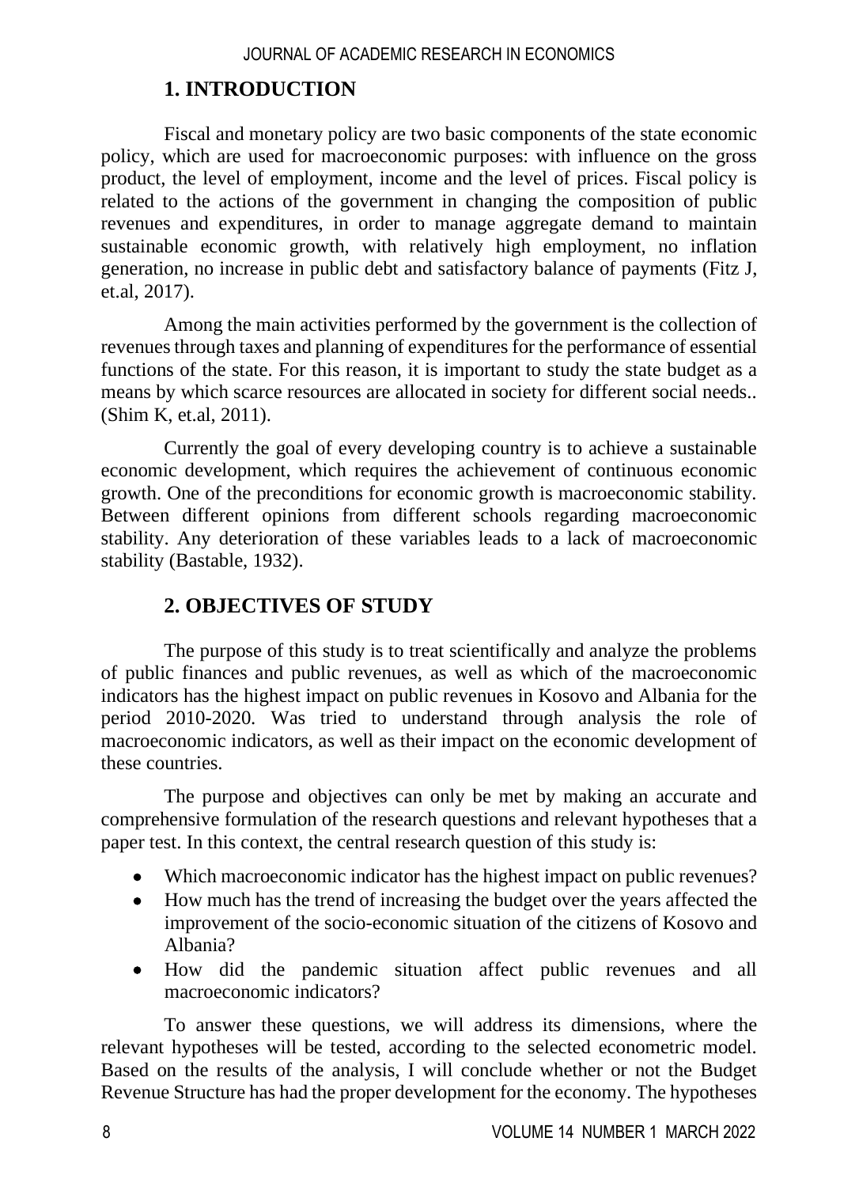## 1. INTRODUCTION

Fiscal and monetary policy are two basic components of the state economic policy, which are used for macroeconomic purposes: with influence on the gross product, the level of employment, income and the level of prices. Fiscal policy is related to the actions of the government in changing the composition of public revenues and expenditures, in order to manage aggregate demand to maintain sustainable economic growth, with relatively high employment, no inflation generation, no increase in public debt and satisfactory balance of payments (Fitz J, et.al, 2017).

Among the main activities performed by the government is the collection of revenues through taxes and planning of expenditures for the performance of essential functions of the state. For this reason, it is important to study the state budget as a means by which scarce resources are allocated in society for different social needs.. (Shim K, et.al, 2011).

Currently the goal of every developing country is to achieve a sustainable economic development, which requires the achievement of continuous economic growth. One of the preconditions for economic growth is macroeconomic stability. Between different opinions from different schools regarding macroeconomic stability. Any deterioration of these variables leads to a lack of macroeconomic stability (Bastable, 1932).

## 2. OBJECTIVES OF STUDY

The purpose of this study is to treat scientifically and analyze the problems of public finances and public revenues, as well as which of the macroeconomic indicators has the highest impact on public revenues in Kosovo and Albania for the period 2010-2020. Was tried to understand through analysis the role of macroeconomic indicators, as well as their impact on the economic development of these countries.

The purpose and objectives can only be met by making an accurate and comprehensive formulation of the research questions and relevant hypotheses that a paper test. In this context, the central research question of this study is:

- Which macroeconomic indicator has the highest impact on public revenues?
- How much has the trend of increasing the budget over the years affected the improvement of the socio-economic situation of the citizens of Kosovo and Albania?
- How did the pandemic situation affect public revenues and all macroeconomic indicators?

To answer these questions, we will address its dimensions, where the relevant hypotheses will be tested, according to the selected econometric model. Based on the results of the analysis, I will conclude whether or not the Budget Revenue Structure has had the proper development for the economy. The hypotheses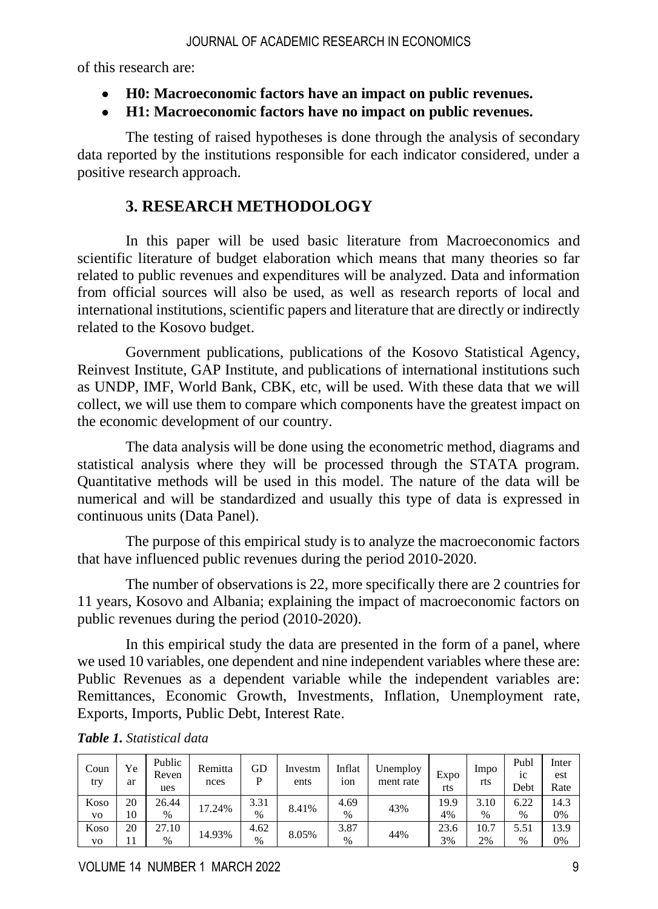of this research are:

- **H0: Macroeconomic factors have an impact on public revenues.**
- **H1: Macroeconomic factors have no impact on public revenues.**

The testing of raised hypotheses is done through the analysis of secondary data reported by the institutions responsible for each indicator considered, under a positive research approach.

## 3. RESEARCH METHODOLOGY

In this paper will be used basic literature from Macroeconomics and scientific literature of budget elaboration which means that many theories so far related to public revenues and expenditures will be analyzed. Data and information from official sources will also be used, as well as research reports of local and international institutions, scientific papers and literature that are directly or indirectly related to the Kosovo budget.

Government publications, publications of the Kosovo Statistical Agency, Reinvest Institute, GAP Institute, and publications of international institutions such as UNDP, IMF, World Bank, CBK, etc, will be used. With these data that we will collect, we will use them to compare which components have the greatest impact on the economic development of our country.

The data analysis will be done using the econometric method, diagrams and statistical analysis where they will be processed through the STATA program. Quantitative methods will be used in this model. The nature of the data will be numerical and will be standardized and usually this type of data is expressed in continuous units (Data Panel).

The purpose of this empirical study is to analyze the macroeconomic factors that have influenced public revenues during the period 2010-2020.

The number of observations is 22, more specifically there are 2 countries for 11 years, Kosovo and Albania; explaining the impact of macroeconomic factors on public revenues during the period (2010-2020).

In this empirical study the data are presented in the form of a panel, where we used 10 variables, one dependent and nine independent variables where these are: Public Revenues as a dependent variable while the independent variables are: Remittances, Economic Growth, Investments, Inflation, Unemployment rate, Exports, Imports, Public Debt, Interest Rate.

***Table 1.*** *Statistical data*

| Country | Year | Public Revenues | Remittances | GDP | Investments | Inflation | Unemployment rate | Exports | Imports | Public Debt | Interest Rate |
|---|---|---|---|---|---|---|---|---|---|---|---|
| Kosovo | 2010 | 26.44% | 17.24% | 3.31% | 8.41% | 4.69% | 43% | 19.94% | 3.10% | 6.22% | 14.30% |
| Kosovo | 2011 | 27.10% | 14.93% | 4.62% | 8.05% | 3.87% | 44% | 23.63% | 10.72% | 5.51% | 13.90% |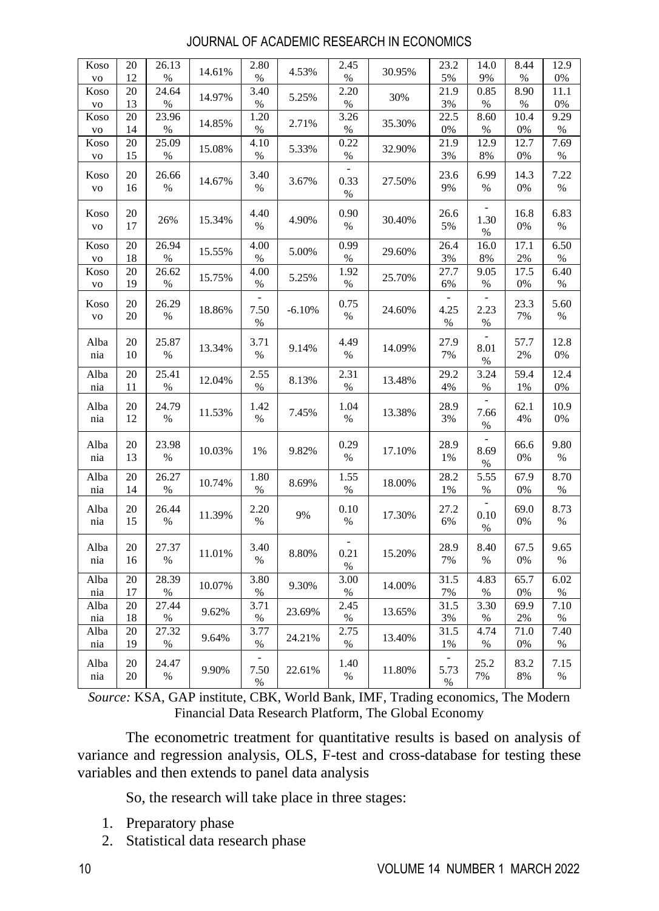| Kosovo | 2012 | 26.13% | 14.61% | 2.80% | 4.53% | 2.45% | 30.95% | 23.25% | 14.09% | 8.44% | 12.90% |
|---|---|---|---|---|---|---|---|---|---|---|---|
| Kosovo | 2013 | 24.64% | 14.97% | 3.40% | 5.25% | 2.20% | 30% | 21.93% | 0.85% | 8.90% | 11.10% |
| Kosovo | 2014 | 23.96% | 14.85% | 1.20% | 2.71% | 3.26% | 35.30% | 22.50% | 8.60% | 10.40% | 9.29% |
| Kosovo | 2015 | 25.09% | 15.08% | 4.10% | 5.33% | 0.22% | 32.90% | 21.93% | 12.98% | 12.70% | 7.69% |
| Kosovo | 2016 | 26.66% | 14.67% | 3.40% | 3.67% | -0.33% | 27.50% | 23.69% | 6.99% | 14.30% | 7.22% |
| Kosovo | 2017 | 26% | 15.34% | 4.40% | 4.90% | 0.90% | 30.40% | 26.65% | -1.30% | 16.80% | 6.83% |
| Kosovo | 2018 | 26.94% | 15.55% | 4.00% | 5.00% | 0.99% | 29.60% | 26.43% | 16.08% | 17.12% | 6.50% |
| Kosovo | 2019 | 26.62% | 15.75% | 4.00% | 5.25% | 1.92% | 25.70% | 27.76% | 9.05% | 17.50% | 6.40% |
| Kosovo | 2020 | 26.29% | 18.86% | -7.50% | -6.10% | 0.75% | 24.60% | -4.25% | -2.23% | 23.37% | 5.60% |
| Albania | 2010 | 25.87% | 13.34% | 3.71% | 9.14% | 4.49% | 14.09% | 27.97% | -8.01% | 57.72% | 12.80% |
| Albania | 2011 | 25.41% | 12.04% | 2.55% | 8.13% | 2.31% | 13.48% | 29.24% | 3.24% | 59.41% | 12.40% |
| Albania | 2012 | 24.79% | 11.53% | 1.42% | 7.45% | 1.04% | 13.38% | 28.93% | -7.66% | 62.14% | 10.90% |
| Albania | 2013 | 23.98% | 10.03% | 1% | 9.82% | 0.29% | 17.10% | 28.91% | -8.69% | 66.60% | 9.80% |
| Albania | 2014 | 26.27% | 10.74% | 1.80% | 8.69% | 1.55% | 18.00% | 28.21% | 5.55% | 67.90% | 8.70% |
| Albania | 2015 | 26.44% | 11.39% | 2.20% | 9% | 0.10% | 17.30% | 27.26% | -0.10% | 69.00% | 8.73% |
| Albania | 2016 | 27.37% | 11.01% | 3.40% | 8.80% | -0.21% | 15.20% | 28.97% | 8.40% | 67.50% | 9.65% |
| Albania | 2017 | 28.39% | 10.07% | 3.80% | 9.30% | 3.00% | 14.00% | 31.57% | 4.83% | 65.70% | 6.02% |
| Albania | 2018 | 27.44% | 9.62% | 3.71% | 23.69% | 2.45% | 13.65% | 31.53% | 3.30% | 69.92% | 7.10% |
| Albania | 2019 | 27.32% | 9.64% | 3.77% | 24.21% | 2.75% | 13.40% | 31.51% | 4.74% | 71.00% | 7.40% |
| Albania | 2020 | 24.47% | 9.90% | -7.50% | 22.61% | 1.40% | 11.80% | -5.73% | 25.27% | 83.28% | 7.15% |

*Source:* KSA, GAP institute, CBK, World Bank, IMF, Trading economics, The Modern Financial Data Research Platform, The Global Economy

The econometric treatment for quantitative results is based on analysis of variance and regression analysis, OLS, F-test and cross-database for testing these variables and then extends to panel data analysis

So, the research will take place in three stages:

1. Preparatory phase
2. Statistical data research phase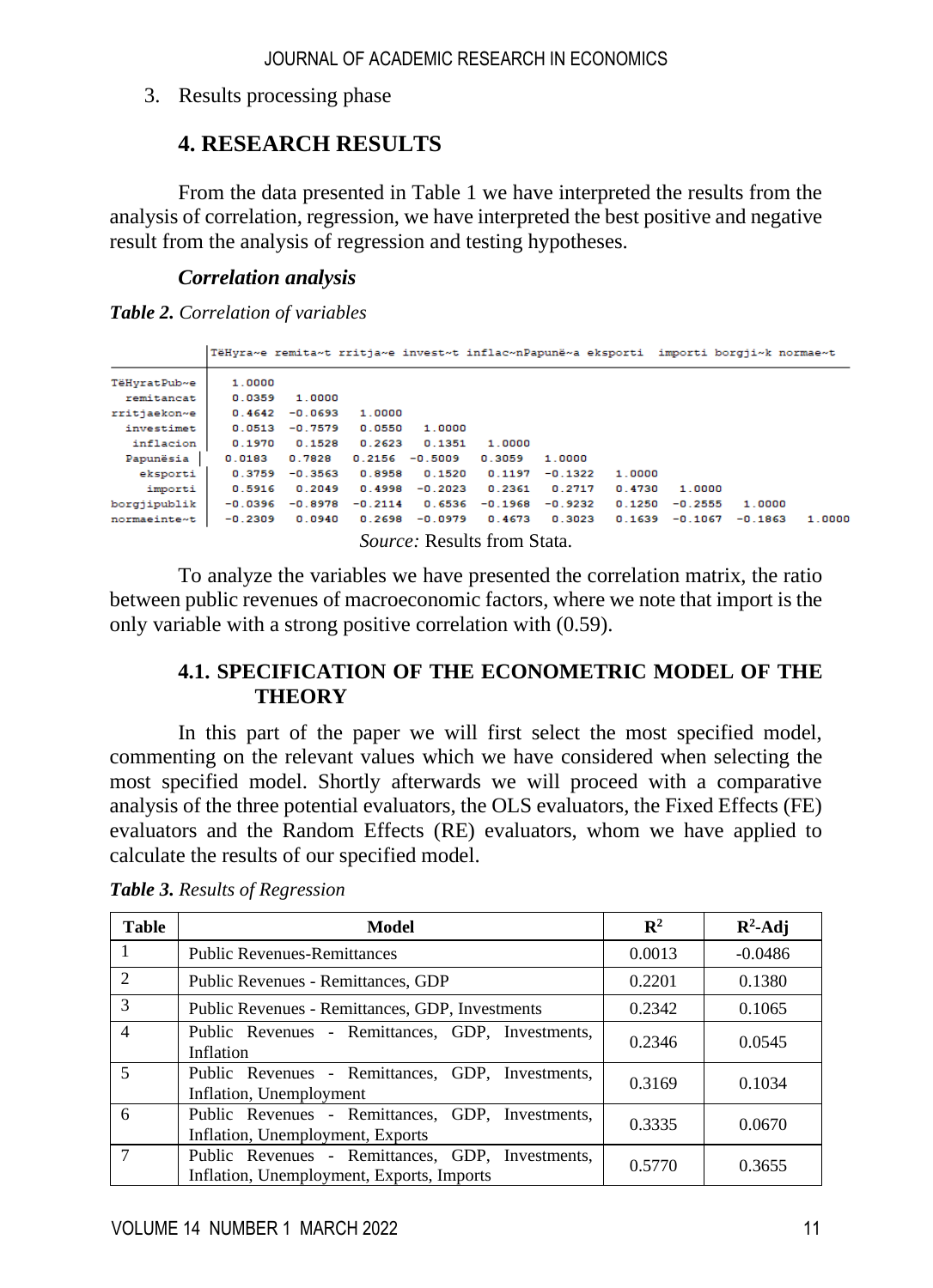3. Results processing phase

## 4. RESEARCH RESULTS

From the data presented in Table 1 we have interpreted the results from the analysis of correlation, regression, we have interpreted the best positive and negative result from the analysis of regression and testing hypotheses.

### *Correlation analysis*

***Table 2.** Correlation of variables*

| | TëHyra~e | remita~t | rritja~e | invest~t | inflac~n | Papunë~a | eksporti | importi | borgji~k | normae~t |
|---|---|---|---|---|---|---|---|---|---|---|
| TëHyratPub~e | 1.0000 | | | | | | | | | |
| remitancat | 0.0359 | 1.0000 | | | | | | | | |
| rritjaekon~e | 0.4642 | -0.0693 | 1.0000 | | | | | | | |
| investimet | 0.0513 | -0.7579 | 0.0550 | 1.0000 | | | | | | |
| inflacion | 0.1970 | 0.1528 | 0.2623 | 0.1351 | 1.0000 | | | | | |
| Papunësia | 0.0183 | 0.7828 | 0.2156 | -0.5009 | 0.3059 | 1.0000 | | | | |
| eksporti | 0.3759 | -0.3563 | 0.8958 | 0.1520 | 0.1197 | -0.1322 | 1.0000 | | | |
| importi | 0.5916 | 0.2049 | 0.4998 | -0.2023 | 0.2361 | 0.2717 | 0.4730 | 1.0000 | | |
| borgjipublik | -0.0396 | -0.8978 | -0.2114 | 0.6536 | -0.1968 | -0.9232 | 0.1250 | -0.2555 | 1.0000 | |
| normaeinte~t | -0.2309 | 0.0940 | 0.2698 | -0.0979 | 0.4673 | 0.3023 | 0.1639 | -0.1067 | -0.1863 | 1.0000 |

*Source:* Results from Stata.

To analyze the variables we have presented the correlation matrix, the ratio between public revenues of macroeconomic factors, where we note that import is the only variable with a strong positive correlation with (0.59).

### 4.1. SPECIFICATION OF THE ECONOMETRIC MODEL OF THE THEORY

In this part of the paper we will first select the most specified model, commenting on the relevant values which we have considered when selecting the most specified model. Shortly afterwards we will proceed with a comparative analysis of the three potential evaluators, the OLS evaluators, the Fixed Effects (FE) evaluators and the Random Effects (RE) evaluators, whom we have applied to calculate the results of our specified model.

***Table 3.** Results of Regression*

| Table | Model | $R^2$ | $R^2$-Adj |
|---|---|---|---|
| 1 | Public Revenues-Remittances | 0.0013 | -0.0486 |
| 2 | Public Revenues - Remittances, GDP | 0.2201 | 0.1380 |
| 3 | Public Revenues - Remittances, GDP, Investments | 0.2342 | 0.1065 |
| 4 | Public Revenues - Remittances, GDP, Investments, Inflation | 0.2346 | 0.0545 |
| 5 | Public Revenues - Remittances, GDP, Investments, Inflation, Unemployment | 0.3169 | 0.1034 |
| 6 | Public Revenues - Remittances, GDP, Investments, Inflation, Unemployment, Exports | 0.3335 | 0.0670 |
| 7 | Public Revenues - Remittances, GDP, Investments, Inflation, Unemployment, Exports, Imports | 0.5770 | 0.3655 |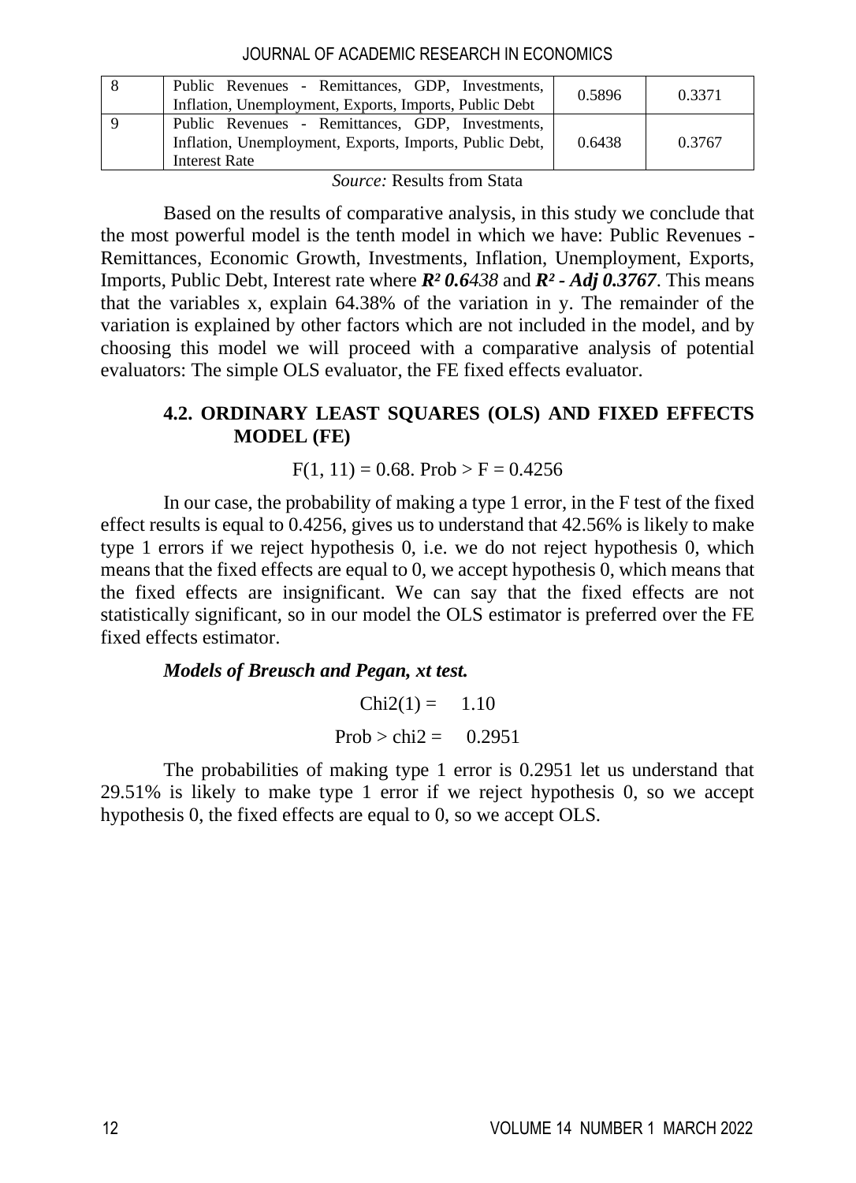| 8 | Public Revenues - Remittances, GDP, Investments, Inflation, Unemployment, Exports, Imports, Public Debt | 0.5896 | 0.3371 |
|---|---|---|---|
| 9 | Public Revenues - Remittances, GDP, Investments, Inflation, Unemployment, Exports, Imports, Public Debt, Interest Rate | 0.6438 | 0.3767 |

*Source:* Results from Stata

Based on the results of comparative analysis, in this study we conclude that the most powerful model is the tenth model in which we have: Public Revenues - Remittances, Economic Growth, Investments, Inflation, Unemployment, Exports, Imports, Public Debt, Interest rate where ***$R^2$ 0.6****438* and ***$R^2$ - Adj 0.3767***. This means that the variables x, explain 64.38% of the variation in y. The remainder of the variation is explained by other factors which are not included in the model, and by choosing this model we will proceed with a comparative analysis of potential evaluators: The simple OLS evaluator, the FE fixed effects evaluator.

### 4.2. ORDINARY LEAST SQUARES (OLS) AND FIXED EFFECTS MODEL (FE)

$$F(1, 11) = 0.68. \text{ Prob} > F = 0.4256$$

In our case, the probability of making a type 1 error, in the F test of the fixed effect results is equal to 0.4256, gives us to understand that 42.56% is likely to make type 1 errors if we reject hypothesis 0, i.e. we do not reject hypothesis 0, which means that the fixed effects are equal to 0, we accept hypothesis 0, which means that the fixed effects are insignificant. We can say that the fixed effects are not statistically significant, so in our model the OLS estimator is preferred over the FE fixed effects estimator.

***Models of Breusch and Pegan, xt test.***

$$\text{Chi2}(1) = 1.10$$

$$\text{Prob} > \text{chi2} = 0.2951$$

The probabilities of making type 1 error is 0.2951 let us understand that 29.51% is likely to make type 1 error if we reject hypothesis 0, so we accept hypothesis 0, the fixed effects are equal to 0, so we accept OLS.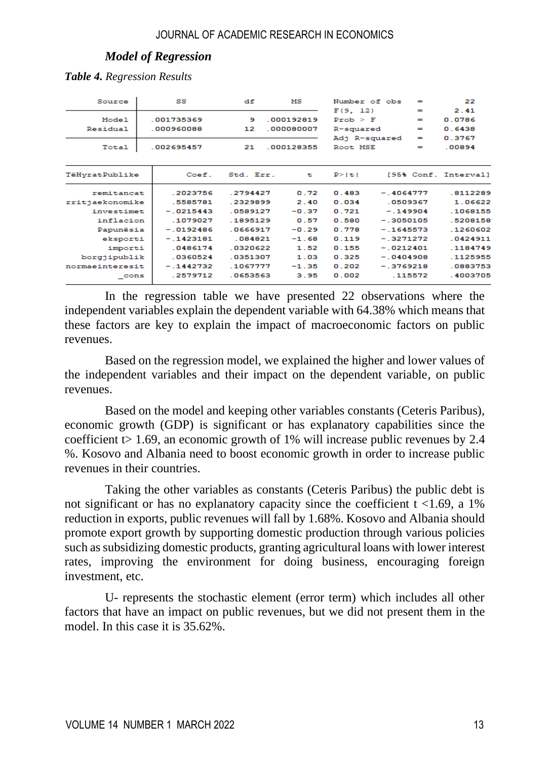### *Model of Regression*

***Table 4.*** *Regression Results*

| Source | SS | df | MS | | | |
|---|---|---|---|---|---|---|
| Model | .001735369 | 9 | .000192819 | Number of obs | = | 22 |
| Residual | .000960088 | 12 | .000080007 | F(9, 12) | = | 2.41 |
| | | | | Prob > F | = | 0.0786 |
| | | | | R-squared | = | 0.6438 |
| | | | | Adj R-squared | = | 0.3767 |
| Total | .002695457 | 21 | .000128355 | Root MSE | = | .00894 |

| TëHyratPublike | Coef. | Std. Err. | t | P>\|t\| | [95% Conf. | Interval] |
|---|---|---|---|---|---|---|
| remitancat | .2023756 | .2794427 | 0.72 | 0.483 | -.4064777 | .8112289 |
| rritjaekonomike | .5585781 | .2329899 | 2.40 | 0.034 | .0509367 | 1.06622 |
| investimet | -.0215443 | .0589127 | -0.37 | 0.721 | -.149904 | .1068155 |
| inflacion | .1079027 | .1895129 | 0.57 | 0.580 | -.3050105 | .5208158 |
| Papunësia | -.0192486 | .0666917 | -0.29 | 0.778 | -.1645573 | .1260602 |
| eksporti | -.1423181 | .084821 | -1.68 | 0.119 | -.3271272 | .0424911 |
| importi | .0486174 | .0320622 | 1.52 | 0.155 | -.0212401 | .1184749 |
| borgjipublik | .0360524 | .0351307 | 1.03 | 0.325 | -.0404908 | .1125955 |
| normaeinteresit | -.1442732 | .1067777 | -1.35 | 0.202 | -.3769218 | .0883753 |
| _cons | .2579712 | .0653563 | 3.95 | 0.002 | .115572 | .4003705 |

In the regression table we have presented 22 observations where the independent variables explain the dependent variable with 64.38% which means that these factors are key to explain the impact of macroeconomic factors on public revenues.

Based on the regression model, we explained the higher and lower values of the independent variables and their impact on the dependent variable, on public revenues.

Based on the model and keeping other variables constants (Ceteris Paribus), economic growth (GDP) is significant or has explanatory capabilities since the coefficient t> 1.69, an economic growth of 1% will increase public revenues by 2.4 %. Kosovo and Albania need to boost economic growth in order to increase public revenues in their countries.

Taking the other variables as constants (Ceteris Paribus) the public debt is not significant or has no explanatory capacity since the coefficient t <1.69, a 1% reduction in exports, public revenues will fall by 1.68%. Kosovo and Albania should promote export growth by supporting domestic production through various policies such as subsidizing domestic products, granting agricultural loans with lower interest rates, improving the environment for doing business, encouraging foreign investment, etc.

U- represents the stochastic element (error term) which includes all other factors that have an impact on public revenues, but we did not present them in the model. In this case it is 35.62%.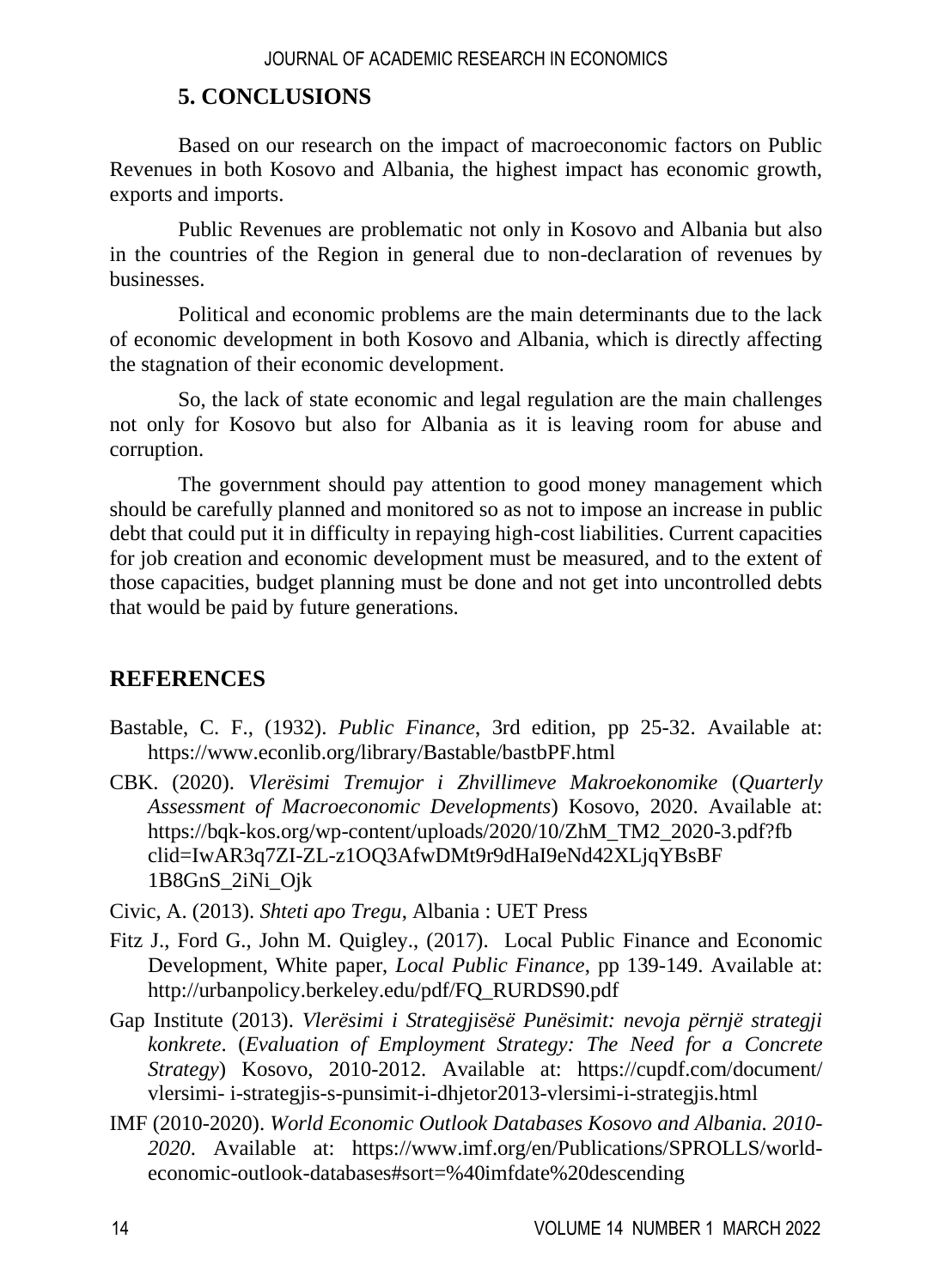## 5. CONCLUSIONS

Based on our research on the impact of macroeconomic factors on Public Revenues in both Kosovo and Albania, the highest impact has economic growth, exports and imports.

Public Revenues are problematic not only in Kosovo and Albania but also in the countries of the Region in general due to non-declaration of revenues by businesses.

Political and economic problems are the main determinants due to the lack of economic development in both Kosovo and Albania, which is directly affecting the stagnation of their economic development.

So, the lack of state economic and legal regulation are the main challenges not only for Kosovo but also for Albania as it is leaving room for abuse and corruption.

The government should pay attention to good money management which should be carefully planned and monitored so as not to impose an increase in public debt that could put it in difficulty in repaying high-cost liabilities. Current capacities for job creation and economic development must be measured, and to the extent of those capacities, budget planning must be done and not get into uncontrolled debts that would be paid by future generations.

## REFERENCES

Bastable, C. F., (1932). *Public Finance*, 3rd edition, pp 25-32. Available at: https://www.econlib.org/library/Bastable/bastbPF.html

CBK. (2020). *Vlerësimi Tremujor i Zhvillimeve Makroekonomike* (*Quarterly Assessment of Macroeconomic Developments*) Kosovo, 2020. Available at: https://bqk-kos.org/wp-content/uploads/2020/10/ZhM_TM2_2020-3.pdf?fbclid=IwAR3q7ZI-ZL-z1OQ3AfwDMt9r9dHaI9eNd42XLjqYBsBF1B8GnS_2iNi_Ojk

Civic, A. (2013). *Shteti apo Tregu*, Albania : UET Press

Fitz J., Ford G., John M. Quigley., (2017). Local Public Finance and Economic Development, White paper, *Local Public Finance*, pp 139-149. Available at: http://urbanpolicy.berkeley.edu/pdf/FQ_RURDS90.pdf

Gap Institute (2013). *Vlerësimi i Strategjisësë Punësimit: nevoja përnjë strategji konkrete*. (*Evaluation of Employment Strategy: The Need for a Concrete Strategy*) Kosovo, 2010-2012. Available at: https://cupdf.com/document/vlersimi- i-strategjis-s-punsimit-i-dhjetor2013-vlersimi-i-strategjis.html

IMF (2010-2020). *World Economic Outlook Databases Kosovo and Albania. 2010-2020*. Available at: https://www.imf.org/en/Publications/SPROLLS/world-economic-outlook-databases#sort=%40imfdate%20descending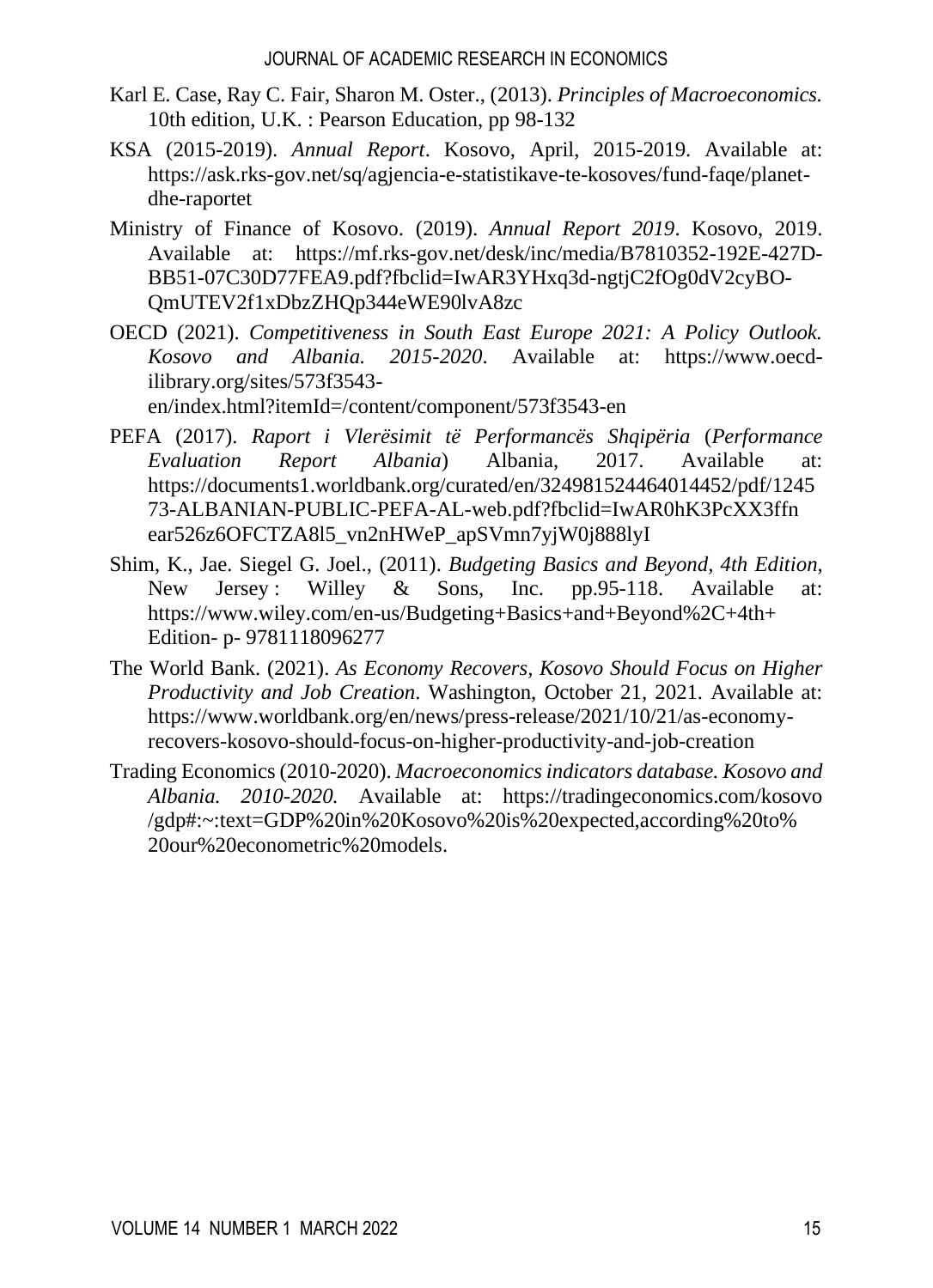Karl E. Case, Ray C. Fair, Sharon M. Oster., (2013). *Principles of Macroeconomics.* 10th edition, U.K. : Pearson Education, pp 98-132

KSA (2015-2019). *Annual Report*. Kosovo, April, 2015-2019. Available at: https://ask.rks-gov.net/sq/agjencia-e-statistikave-te-kosoves/fund-faqe/planet-dhe-raportet

Ministry of Finance of Kosovo. (2019). *Annual Report 2019*. Kosovo, 2019. Available at: https://mf.rks-gov.net/desk/inc/media/B7810352-192E-427D-BB51-07C30D77FEA9.pdf?fbclid=IwAR3YHxq3d-ngtjC2fOg0dV2cyBO-QmUTEV2f1xDbzZHQp344eWE90lvA8zc

OECD (2021). *Competitiveness in South East Europe 2021: A Policy Outlook. Kosovo and Albania. 2015-2020*. Available at: https://www.oecd-ilibrary.org/sites/573f3543-en/index.html?itemId=/content/component/573f3543-en

PEFA (2017). *Raport i Vlerësimit të Performancës Shqipëria* (*Performance Evaluation Report Albania*) Albania, 2017. Available at: https://documents1.worldbank.org/curated/en/324981524464014452/pdf/124573-ALBANIAN-PUBLIC-PEFA-AL-web.pdf?fbclid=IwAR0hK3PcXX3ffnear526z6OFCTZA8l5_vn2nHWeP_apSVmn7yjW0j888lyI

Shim, K., Jae. Siegel G. Joel., (2011). *Budgeting Basics and Beyond, 4th Edition*, New Jersey : Willey & Sons, Inc. pp.95-118. Available at: https://www.wiley.com/en-us/Budgeting+Basics+and+Beyond%2C+4th+Edition- p- 9781118096277

The World Bank. (2021). *As Economy Recovers, Kosovo Should Focus on Higher Productivity and Job Creation*. Washington, October 21, 2021. Available at: https://www.worldbank.org/en/news/press-release/2021/10/21/as-economy-recovers-kosovo-should-focus-on-higher-productivity-and-job-creation

Trading Economics (2010-2020). *Macroeconomics indicators database. Kosovo and Albania. 2010-2020.* Available at: https://tradingeconomics.com/kosovo/gdp#:~:text=GDP%20in%20Kosovo%20is%20expected,according%20to%20our%20econometric%20models.